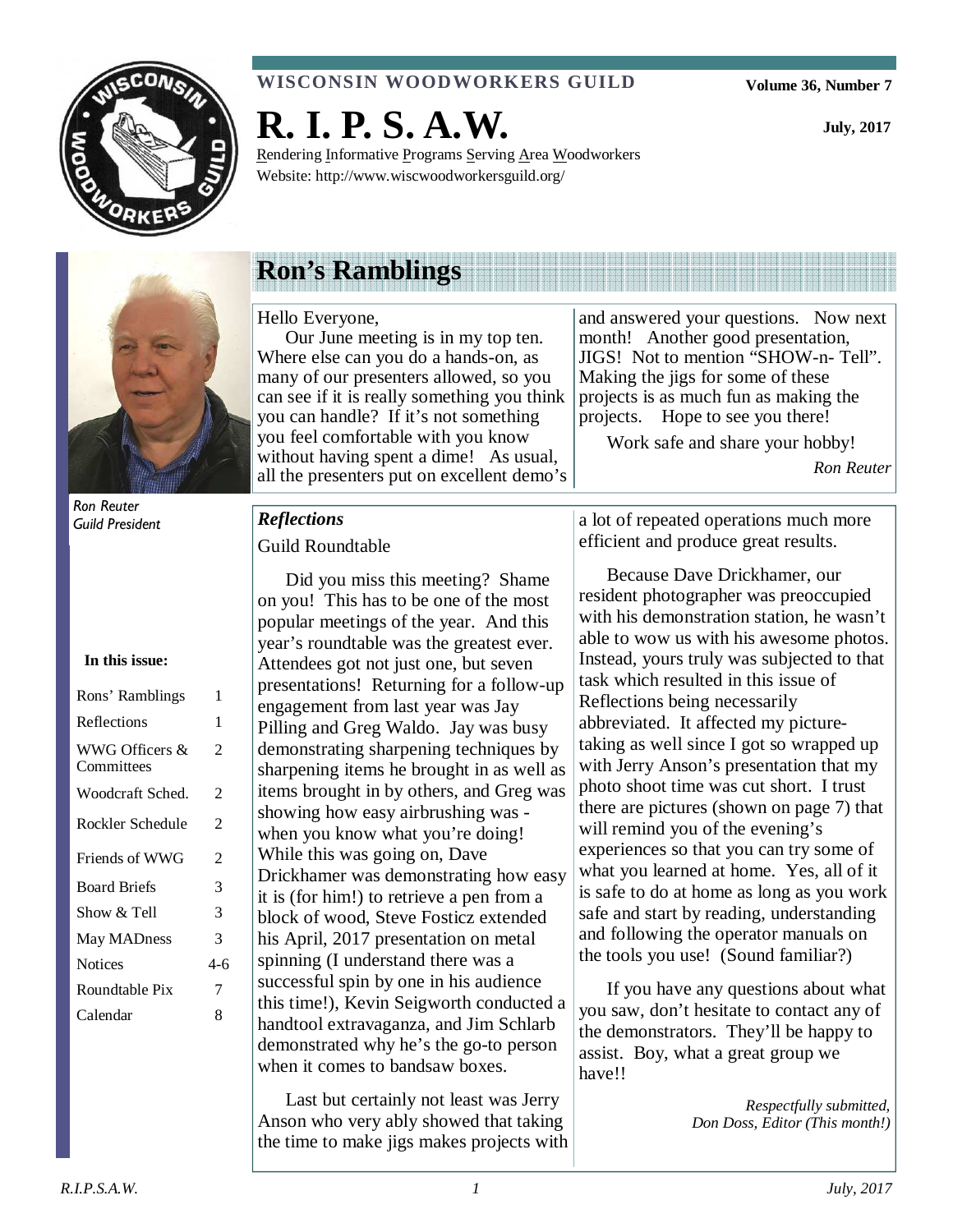**WISCONSIN WOODWORKERS GUILD**

Volume 36, Number 7

# R. I. P. S. A.W.

July, 2017

Rendering Informative Programs Serving Area Woodworkers

Website: http://www.wiscwoodworkersguild.org/

## Ron's Ramblings

Hello Everyone,

Our June meeting is in my top ten. Where else can you do a hands-on, as many of our presenters allowed, so you can see if it is really something you think you can handle? If it's not something you feel comfortable with you know without having spent a dime! As usual, all the presenters put on excellent demo's and answered your questions. Now next month! Another good presentation, JIGS! Not to mention "SHOW-n- Tell". Making the jigs for some of these projects is as much fun as making the projects. Hope to see you there!

Work safe and share your hobby!

*Ron Reuter*

*Ron Reuter*
*Guild President*

**In this issue:**

| | |
|---|---|
| Rons' Ramblings | 1 |
| Reflections | 1 |
| WWG Officers & Committees | 2 |
| Woodcraft Sched. | 2 |
| Rockler Schedule | 2 |
| Friends of WWG | 2 |
| Board Briefs | 3 |
| Show & Tell | 3 |
| May MADness | 3 |
| Notices | 4-6 |
| Roundtable Pix | 7 |
| Calendar | 8 |

## *Reflections*

Guild Roundtable

Did you miss this meeting? Shame on you! This has to be one of the most popular meetings of the year. And this year's roundtable was the greatest ever. Attendees got not just one, but seven presentations! Returning for a follow-up engagement from last year was Jay Pilling and Greg Waldo. Jay was busy demonstrating sharpening techniques by sharpening items he brought in as well as items brought in by others, and Greg was showing how easy airbrushing was - when you know what you're doing! While this was going on, Dave Drickhamer was demonstrating how easy it is (for him!) to retrieve a pen from a block of wood, Steve Fosticz extended his April, 2017 presentation on metal spinning (I understand there was a successful spin by one in his audience this time!), Kevin Seigworth conducted a handtool extravaganza, and Jim Schlarb demonstrated why he's the go-to person when it comes to bandsaw boxes.

Last but certainly not least was Jerry Anson who very ably showed that taking the time to make jigs makes projects with a lot of repeated operations much more efficient and produce great results.

Because Dave Drickhamer, our resident photographer was preoccupied with his demonstration station, he wasn't able to wow us with his awesome photos. Instead, yours truly was subjected to that task which resulted in this issue of Reflections being necessarily abbreviated. It affected my picture-taking as well since I got so wrapped up with Jerry Anson's presentation that my photo shoot time was cut short. I trust there are pictures (shown on page 7) that will remind you of the evening's experiences so that you can try some of what you learned at home. Yes, all of it is safe to do at home as long as you work safe and start by reading, understanding and following the operator manuals on the tools you use! (Sound familiar?)

If you have any questions about what you saw, don't hesitate to contact any of the demonstrators. They'll be happy to assist. Boy, what a great group we have!!

*Respectfully submitted,*
*Don Doss, Editor (This month!)*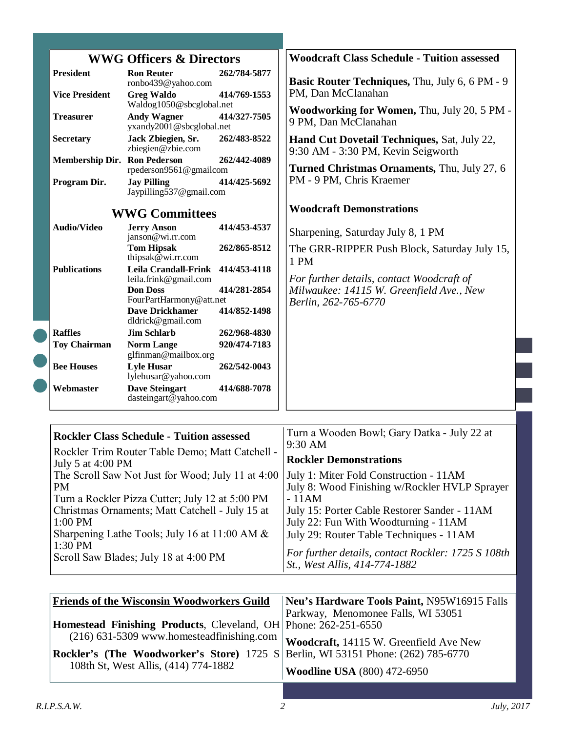## WWG Officers & Directors

| Position | Name / Email | Phone |
|---|---|---|
| **President** | **Ron Reuter** ronbo439@yahoo.com | **262/784-5877** |
| **Vice President** | **Greg Waldo** Waldog1050@sbcglobal.net | **414/769-1553** |
| **Treasurer** | **Andy Wagner** yxandy2001@sbcglobal.net | **414/327-7505** |
| **Secretary** | **Jack Zbiegien, Sr.** zbiegien@zbie.com | **262/483-8522** |
| **Membership Dir.** | **Ron Pederson** rpederson9561@gmailcom | **262/442-4089** |
| **Program Dir.** | **Jay Pilling** Jaypilling537@gmail.com | **414/425-5692** |

## WWG Committees

| Committee | Name / Email | Phone |
|---|---|---|
| **Audio/Video** | **Jerry Anson** janson@wi.rr.com | **414/453-4537** |
| | **Tom Hipsak** thipsak@wi.rr.com | **262/865-8512** |
| **Publications** | **Leila Crandall-Frink** leila.frink@gmail.com | **414/453-4118** |
| | **Don Doss** FourPartHarmony@att.net | **414/281-2854** |
| | **Dave Drickhamer** dldrick@gmail.com | **414/852-1498** |
| **Raffles** | **Jim Schlarb** | **262/968-4830** |
| **Toy Chairman** | **Norm Lange** glfinman@mailbox.org | **920/474-7183** |
| **Bee Houses** | **Lyle Husar** lylehusar@yahoo.com | **262/542-0043** |
| **Webmaster** | **Dave Steingart** dasteingart@yahoo.com | **414/688-7078** |

## Woodcraft Class Schedule - Tuition assessed

**Basic Router Techniques,** Thu, July 6, 6 PM - 9 PM, Dan McClanahan

**Woodworking for Women,** Thu, July 20, 5 PM - 9 PM, Dan McClanahan

**Hand Cut Dovetail Techniques,** Sat, July 22, 9:30 AM - 3:30 PM, Kevin Seigworth

**Turned Christmas Ornaments,** Thu, July 27, 6 PM - 9 PM, Chris Kraemer

### Woodcraft Demonstrations

Sharpening, Saturday July 8, 1 PM

The GRR-RIPPER Push Block, Saturday July 15, 1 PM

*For further details, contact Woodcraft of Milwaukee: 14115 W. Greenfield Ave., New Berlin, 262-765-6770*

## Rockler Class Schedule - Tuition assessed

Rockler Trim Router Table Demo; Matt Catchell - July 5 at 4:00 PM

The Scroll Saw Not Just for Wood; July 11 at 4:00 PM

Turn a Rockler Pizza Cutter; July 12 at 5:00 PM

Christmas Ornaments; Matt Catchell - July 15 at 1:00 PM

Sharpening Lathe Tools; July 16 at 11:00 AM & 1:30 PM

Scroll Saw Blades; July 18 at 4:00 PM

Turn a Wooden Bowl; Gary Datka - July 22 at 9:30 AM

### Rockler Demonstrations

July 1: Miter Fold Construction - 11AM

July 8: Wood Finishing w/Rockler HVLP Sprayer - 11AM

July 15: Porter Cable Restorer Sander - 11AM

July 22: Fun With Woodturning - 11AM

July 29: Router Table Techniques - 11AM

*For further details, contact Rockler: 1725 S 108th St., West Allis, 414-774-1882*

## Friends of the Wisconsin Woodworkers Guild

**Homestead Finishing Products**, Cleveland, OH (216) 631-5309 www.homesteadfinishing.com

**Rockler's (The Woodworker's Store)** 1725 S 108th St, West Allis, (414) 774-1882

**Neu's Hardware Tools Paint,** N95W16915 Falls Parkway, Menomonee Falls, WI 53051 Phone: 262-251-6550

**Woodcraft,** 14115 W. Greenfield Ave New Berlin, WI 53151 Phone: (262) 785-6770

**Woodline USA** (800) 472-6950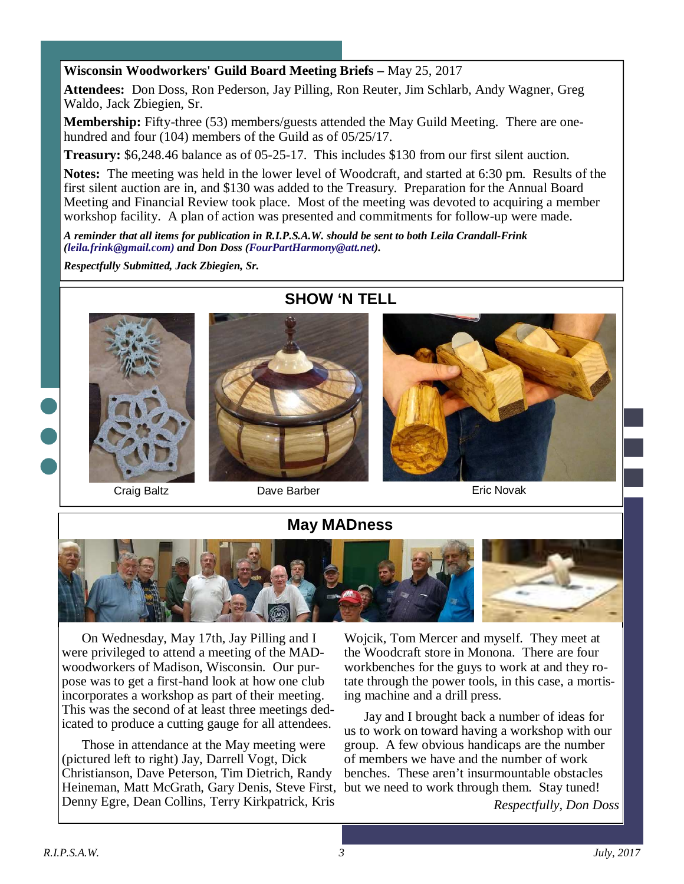**Wisconsin Woodworkers' Guild Board Meeting Briefs –** May 25, 2017

**Attendees:** Don Doss, Ron Pederson, Jay Pilling, Ron Reuter, Jim Schlarb, Andy Wagner, Greg Waldo, Jack Zbiegien, Sr.

**Membership:** Fifty-three (53) members/guests attended the May Guild Meeting. There are one-hundred and four (104) members of the Guild as of 05/25/17.

**Treasury:** $6,248.46 balance as of 05-25-17. This includes $130 from our first silent auction.

**Notes:** The meeting was held in the lower level of Woodcraft, and started at 6:30 pm. Results of the first silent auction are in, and $130 was added to the Treasury. Preparation for the Annual Board Meeting and Financial Review took place. Most of the meeting was devoted to acquiring a member workshop facility. A plan of action was presented and commitments for follow-up were made.

***A reminder that all items for publication in R.I.P.S.A.W. should be sent to both Leila Crandall-Frink (leila.frink@gmail.com) and Don Doss (FourPartHarmony@att.net).***

***Respectfully Submitted, Jack Zbiegien, Sr.***

## SHOW 'N TELL

Craig Baltz

Dave Barber

Eric Novak

## May MADness

On Wednesday, May 17th, Jay Pilling and I were privileged to attend a meeting of the MAD-woodworkers of Madison, Wisconsin. Our purpose was to get a first-hand look at how one club incorporates a workshop as part of their meeting. This was the second of at least three meetings dedicated to produce a cutting gauge for all attendees.

Those in attendance at the May meeting were (pictured left to right) Jay, Darrell Vogt, Dick Christianson, Dave Peterson, Tim Dietrich, Randy Heineman, Matt McGrath, Gary Denis, Steve First, Denny Egre, Dean Collins, Terry Kirkpatrick, Kris Wojcik, Tom Mercer and myself. They meet at the Woodcraft store in Monona. There are four workbenches for the guys to work at and they rotate through the power tools, in this case, a mortising machine and a drill press.

Jay and I brought back a number of ideas for us to work on toward having a workshop with our group. A few obvious handicaps are the number of members we have and the number of work benches. These aren't insurmountable obstacles but we need to work through them. Stay tuned!

*Respectfully, Don Doss*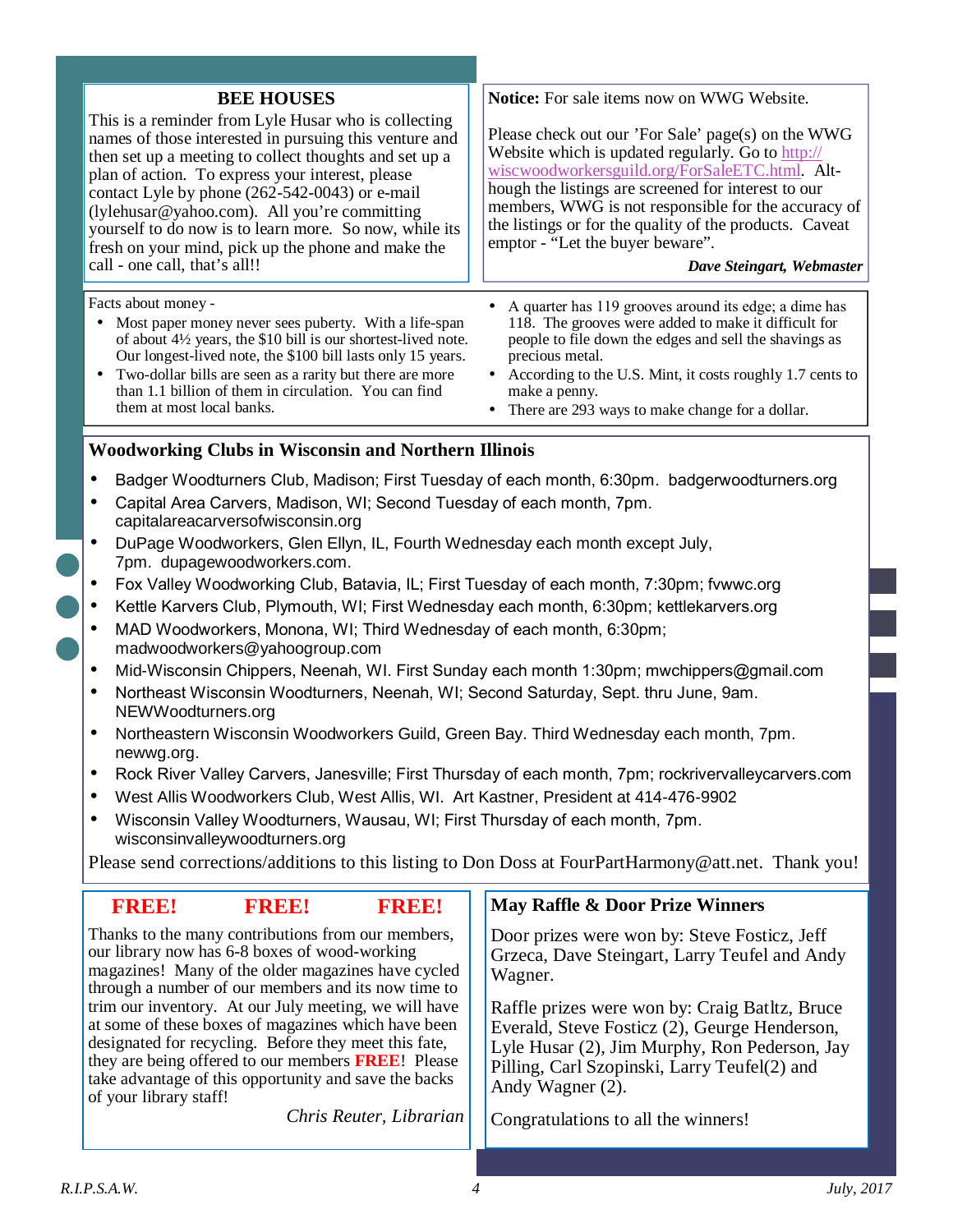## BEE HOUSES

This is a reminder from Lyle Husar who is collecting names of those interested in pursuing this venture and then set up a meeting to collect thoughts and set up a plan of action. To express your interest, please contact Lyle by phone (262-542-0043) or e-mail (lylehusar@yahoo.com). All you're committing yourself to do now is to learn more. So now, while its fresh on your mind, pick up the phone and make the call - one call, that's all!!

**Notice:** For sale items now on WWG Website.

Please check out our 'For Sale' page(s) on the WWG Website which is updated regularly. Go to http://wiscwoodworkersguild.org/ForSaleETC.html. Although the listings are screened for interest to our members, WWG is not responsible for the accuracy of the listings or for the quality of the products. Caveat emptor - "Let the buyer beware".

***Dave Steingart, Webmaster***

Facts about money -

- Most paper money never sees puberty. With a life-span of about 4½ years, the $10 bill is our shortest-lived note. Our longest-lived note, the $100 bill lasts only 15 years.
- Two-dollar bills are seen as a rarity but there are more than 1.1 billion of them in circulation. You can find them at most local banks.
- A quarter has 119 grooves around its edge; a dime has 118. The grooves were added to make it difficult for people to file down the edges and sell the shavings as precious metal.
- According to the U.S. Mint, it costs roughly 1.7 cents to make a penny.
- There are 293 ways to make change for a dollar.

## Woodworking Clubs in Wisconsin and Northern Illinois

- Badger Woodturners Club, Madison; First Tuesday of each month, 6:30pm. badgerwoodturners.org
- Capital Area Carvers, Madison, WI; Second Tuesday of each month, 7pm. capitalareacarversofwisconsin.org
- DuPage Woodworkers, Glen Ellyn, IL, Fourth Wednesday each month except July, 7pm. dupagewoodworkers.com.
- Fox Valley Woodworking Club, Batavia, IL; First Tuesday of each month, 7:30pm; fvwwc.org
- Kettle Karvers Club, Plymouth, WI; First Wednesday each month, 6:30pm; kettlekarvers.org
- MAD Woodworkers, Monona, WI; Third Wednesday of each month, 6:30pm; madwoodworkers@yahoogroup.com
- Mid-Wisconsin Chippers, Neenah, WI. First Sunday each month 1:30pm; mwchippers@gmail.com
- Northeast Wisconsin Woodturners, Neenah, WI; Second Saturday, Sept. thru June, 9am. NEWWoodturners.org
- Northeastern Wisconsin Woodworkers Guild, Green Bay. Third Wednesday each month, 7pm. newwg.org.
- Rock River Valley Carvers, Janesville; First Thursday of each month, 7pm; rockrivervalleycarvers.com
- West Allis Woodworkers Club, West Allis, WI. Art Kastner, President at 414-476-9902
- Wisconsin Valley Woodturners, Wausau, WI; First Thursday of each month, 7pm. wisconsinvalleywoodturners.org

Please send corrections/additions to this listing to Don Doss at FourPartHarmony@att.net. Thank you!

## FREE! FREE! FREE!

Thanks to the many contributions from our members, our library now has 6-8 boxes of wood-working magazines! Many of the older magazines have cycled through a number of our members and its now time to trim our inventory. At our July meeting, we will have at some of these boxes of magazines which have been designated for recycling. Before they meet this fate, they are being offered to our members **FREE**! Please take advantage of this opportunity and save the backs of your library staff!

*Chris Reuter, Librarian*

## May Raffle & Door Prize Winners

Door prizes were won by: Steve Fosticz, Jeff Grzeca, Dave Steingart, Larry Teufel and Andy Wagner.

Raffle prizes were won by: Craig Batltz, Bruce Everald, Steve Fosticz (2), Geurge Henderson, Lyle Husar (2), Jim Murphy, Ron Pederson, Jay Pilling, Carl Szopinski, Larry Teufel(2) and Andy Wagner (2).

Congratulations to all the winners!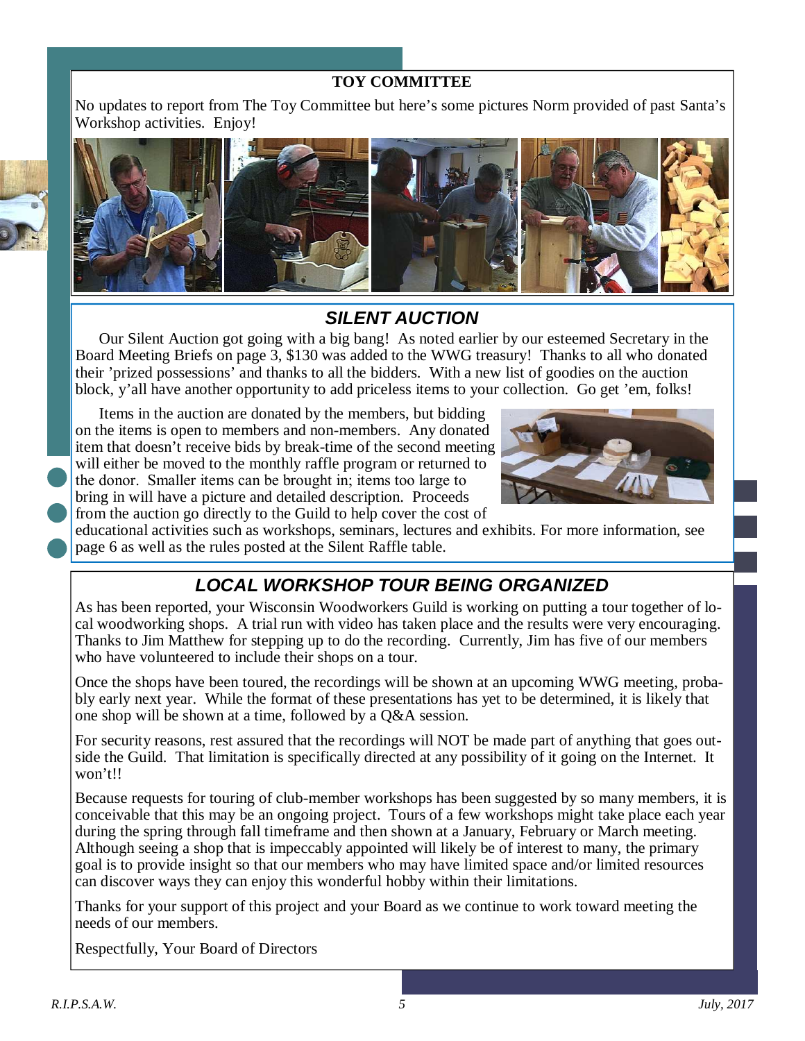## TOY COMMITTEE

No updates to report from The Toy Committee but here's some pictures Norm provided of past Santa's Workshop activities. Enjoy!

## *SILENT AUCTION*

Our Silent Auction got going with a big bang! As noted earlier by our esteemed Secretary in the Board Meeting Briefs on page 3, $130 was added to the WWG treasury! Thanks to all who donated their 'prized possessions' and thanks to all the bidders. With a new list of goodies on the auction block, y'all have another opportunity to add priceless items to your collection. Go get 'em, folks!

Items in the auction are donated by the members, but bidding on the items is open to members and non-members. Any donated item that doesn't receive bids by break-time of the second meeting will either be moved to the monthly raffle program or returned to the donor. Smaller items can be brought in; items too large to bring in will have a picture and detailed description. Proceeds from the auction go directly to the Guild to help cover the cost of educational activities such as workshops, seminars, lectures and exhibits. For more information, see page 6 as well as the rules posted at the Silent Raffle table.

## *LOCAL WORKSHOP TOUR BEING ORGANIZED*

As has been reported, your Wisconsin Woodworkers Guild is working on putting a tour together of local woodworking shops. A trial run with video has taken place and the results were very encouraging. Thanks to Jim Matthew for stepping up to do the recording. Currently, Jim has five of our members who have volunteered to include their shops on a tour.

Once the shops have been toured, the recordings will be shown at an upcoming WWG meeting, probably early next year. While the format of these presentations has yet to be determined, it is likely that one shop will be shown at a time, followed by a Q&A session.

For security reasons, rest assured that the recordings will NOT be made part of anything that goes outside the Guild. That limitation is specifically directed at any possibility of it going on the Internet. It won't!!

Because requests for touring of club-member workshops has been suggested by so many members, it is conceivable that this may be an ongoing project. Tours of a few workshops might take place each year during the spring through fall timeframe and then shown at a January, February or March meeting. Although seeing a shop that is impeccably appointed will likely be of interest to many, the primary goal is to provide insight so that our members who may have limited space and/or limited resources can discover ways they can enjoy this wonderful hobby within their limitations.

Thanks for your support of this project and your Board as we continue to work toward meeting the needs of our members.

Respectfully, Your Board of Directors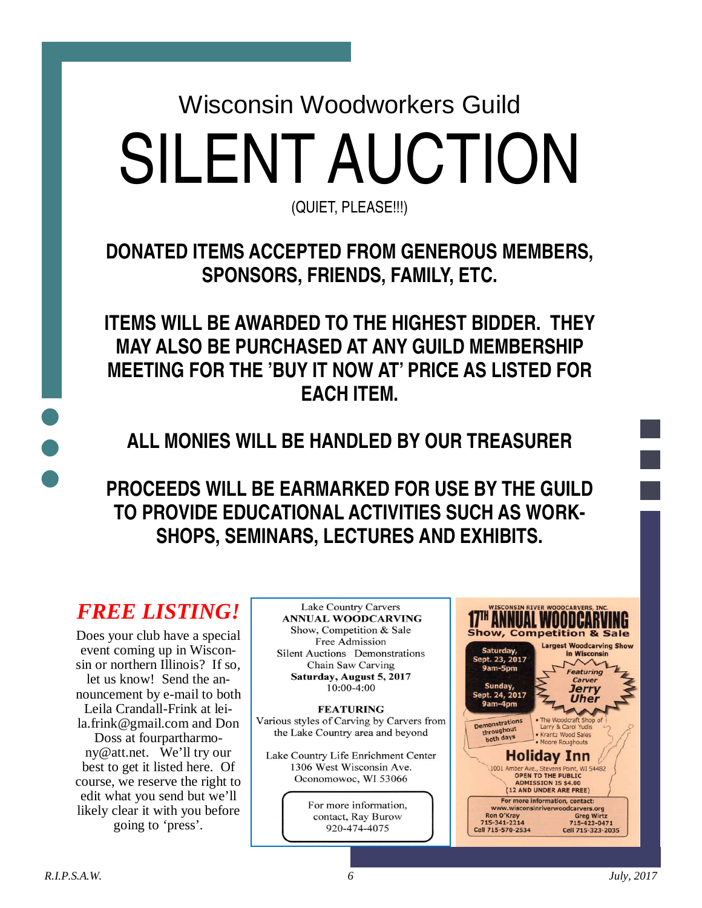# Wisconsin Woodworkers Guild

# SILENT AUCTION

(QUIET, PLEASE!!!)

**DONATED ITEMS ACCEPTED FROM GENEROUS MEMBERS, SPONSORS, FRIENDS, FAMILY, ETC.**

**ITEMS WILL BE AWARDED TO THE HIGHEST BIDDER. THEY MAY ALSO BE PURCHASED AT ANY GUILD MEMBERSHIP MEETING FOR THE 'BUY IT NOW AT' PRICE AS LISTED FOR EACH ITEM.**

**ALL MONIES WILL BE HANDLED BY OUR TREASURER**

**PROCEEDS WILL BE EARMARKED FOR USE BY THE GUILD TO PROVIDE EDUCATIONAL ACTIVITIES SUCH AS WORKSHOPS, SEMINARS, LECTURES AND EXHIBITS.**

## *FREE LISTING!*

Does your club have a special event coming up in Wisconsin or northern Illinois? If so, let us know! Send the announcement by e-mail to both Leila Crandall-Frink at leila.frink@gmail.com and Don Doss at fourpartharmony@att.net. We'll try our best to get it listed here. Of course, we reserve the right to edit what you send but we'll likely clear it with you before going to 'press'.

---

Lake Country Carvers
**ANNUAL WOODCARVING**
Show, Competition & Sale
Free Admission
Silent Auctions Demonstrations
Chain Saw Carving
**Saturday, August 5, 2017**
10:00-4:00

**FEATURING**
Various styles of Carving by Carvers from the Lake Country area and beyond

Lake Country Life Enrichment Center
1306 West Wisconsin Ave.
Oconomowoc, WI 53066

For more information, contact, Ray Burow
920-474-4075

---

WISCONSIN RIVER WOODCARVERS, INC.
**17TH ANNUAL WOODCARVING**
**Show, Competition & Sale**

Largest Woodcarving Show in Wisconsin

Saturday, Sept. 23, 2017 9am-5pm

Sunday, Sept. 24, 2017 9am-4pm

Featuring Carver **Jerry Uher**

Demonstrations throughout both days

- The Woodcraft Shop of Larry & Carol Yudis
- Krantz Wood Sales
- Moore Roughouts

**Holiday Inn**
1001 Amber Ave., Stevens Point, WI 54482
OPEN TO THE PUBLIC
ADMISSION IS $4.00
(12 AND UNDER ARE FREE)

For more information, contact:
www.wisconsinriverwoodcarvers.org
Ron O'Kray 715-341-2214 Cell 715-570-2534
Greg Wirtz 715-423-0471 Cell 715-323-2035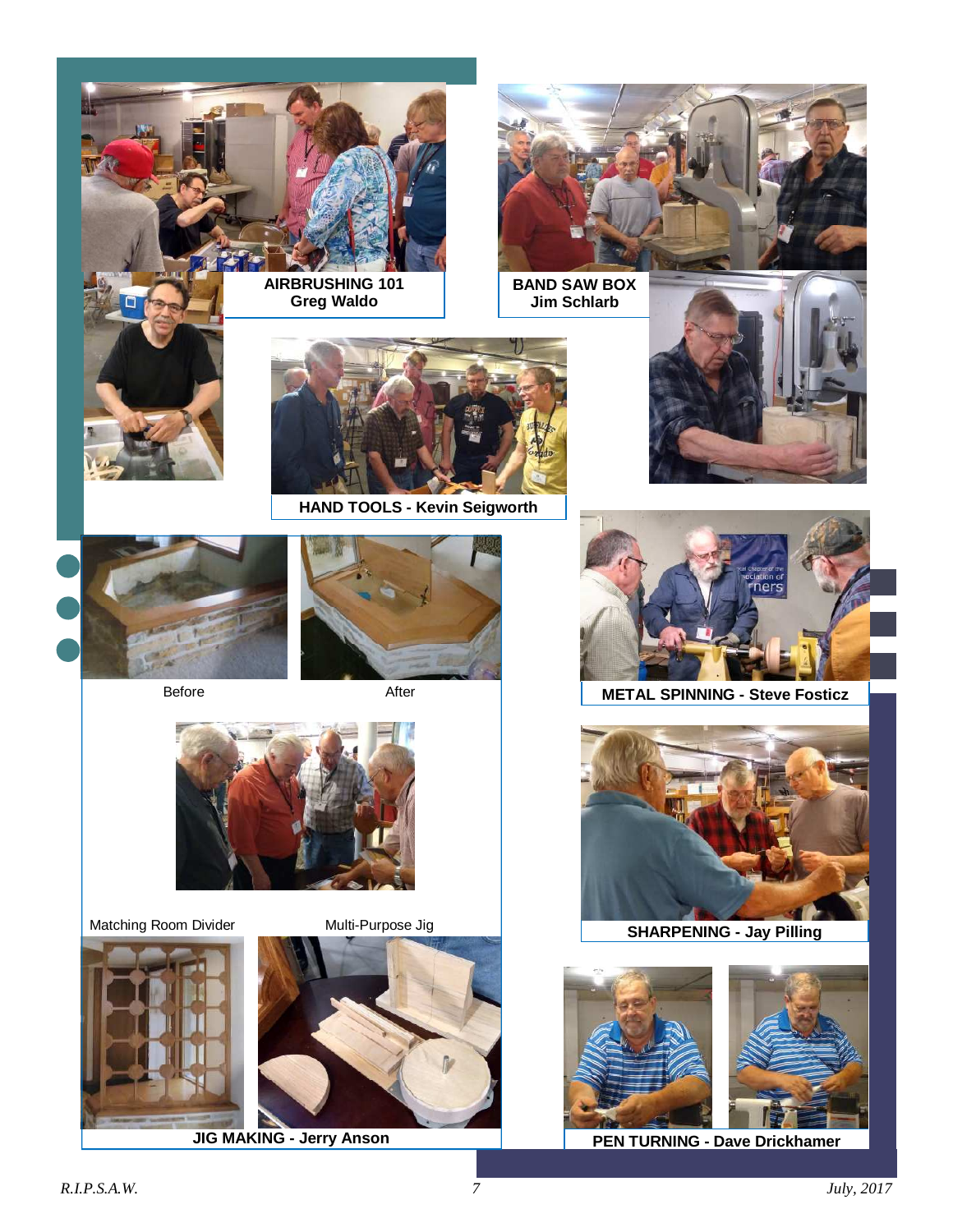**AIRBRUSHING 101**
**Greg Waldo**

**BAND SAW BOX**
**Jim Schlarb**

**HAND TOOLS - Kevin Seigworth**

Before

After

**METAL SPINNING - Steve Fosticz**

**SHARPENING - Jay Pilling**

Matching Room Divider

Multi-Purpose Jig

**JIG MAKING - Jerry Anson**

**PEN TURNING - Dave Drickhamer**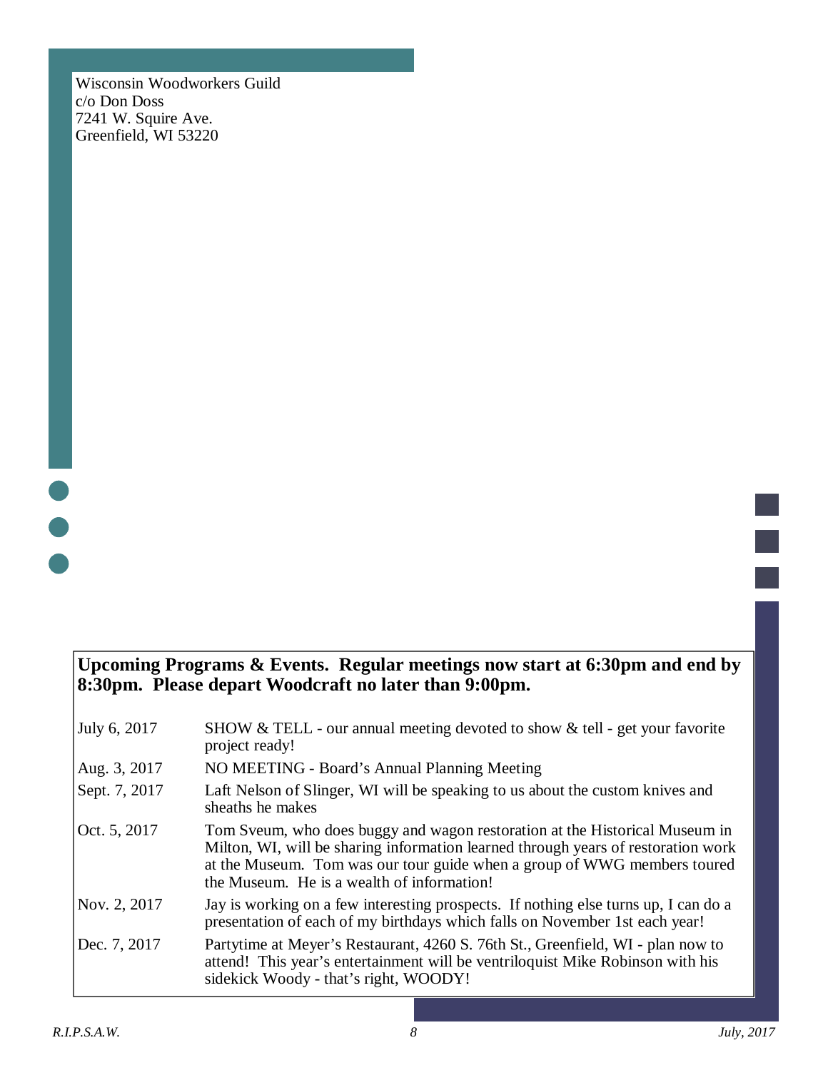Wisconsin Woodworkers Guild
c/o Don Doss
7241 W. Squire Ave.
Greenfield, WI 53220

**Upcoming Programs & Events. Regular meetings now start at 6:30pm and end by 8:30pm. Please depart Woodcraft no later than 9:00pm.**

| | |
|---|---|
| July 6, 2017 | SHOW & TELL - our annual meeting devoted to show & tell - get your favorite project ready! |
| Aug. 3, 2017 | NO MEETING - Board's Annual Planning Meeting |
| Sept. 7, 2017 | Laft Nelson of Slinger, WI will be speaking to us about the custom knives and sheaths he makes |
| Oct. 5, 2017 | Tom Sveum, who does buggy and wagon restoration at the Historical Museum in Milton, WI, will be sharing information learned through years of restoration work at the Museum. Tom was our tour guide when a group of WWG members toured the Museum. He is a wealth of information! |
| Nov. 2, 2017 | Jay is working on a few interesting prospects. If nothing else turns up, I can do a presentation of each of my birthdays which falls on November 1st each year! |
| Dec. 7, 2017 | Partytime at Meyer's Restaurant, 4260 S. 76th St., Greenfield, WI - plan now to attend! This year's entertainment will be ventriloquist Mike Robinson with his sidekick Woody - that's right, WOODY! |